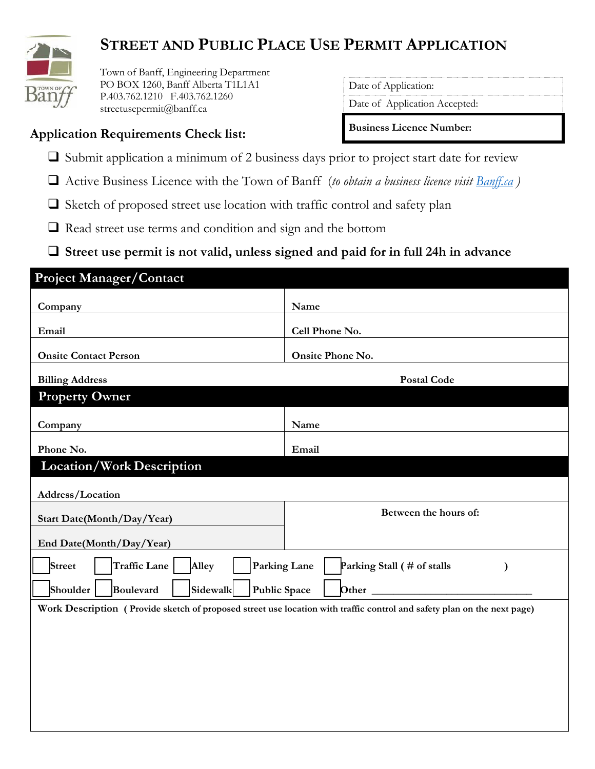# STREET AND PUBLIC PLACE USE PERMIT APPLICATION

Town of Banff, Engineering Department
PO BOX 1260, Banff Alberta T1L1A1
P.403.762.1210 F.403.762.1260
streetusepermit@banff.ca

| Date of Application: |
|---|
| Date of Application Accepted: |
| **Business Licence Number:** |

## Application Requirements Check list:

- ❑ Submit application a minimum of 2 business days prior to project start date for review
- ❑ Active Business Licence with the Town of Banff (*to obtain a business licence visit* [Banff.ca](Banff.ca) )
- ❑ Sketch of proposed street use location with traffic control and safety plan
- ❑ Read street use terms and condition and sign and the bottom
- ❑ **Street use permit is not valid, unless signed and paid for in full 24h in advance**

## Project Manager/Contact

| **Company** | **Name** |
|---|---|
| **Email** | **Cell Phone No.** |
| **Onsite Contact Person** | **Onsite Phone No.** |
| **Billing Address** | **Postal Code** |

## Property Owner

| **Company** | **Name** |
|---|---|
| **Phone No.** | **Email** |

## Location/Work Description

**Address/Location**

| **Start Date(Month/Day/Year)** | **Between the hours of:** |
|---|---|
| **End Date(Month/Day/Year)** | |

☐ **Street** ☐ **Traffic Lane** ☐ **Alley** ☐ **Parking Lane** ☐ **Parking Stall ( # of stalls )**

☐ **Shoulder** ☐ **Boulevard** ☐ **Sidewalk** ☐ **Public Space** ☐ **Other** ______________________________

**Work Description** ( **Provide sketch of proposed street use location with traffic control and safety plan on the next page)**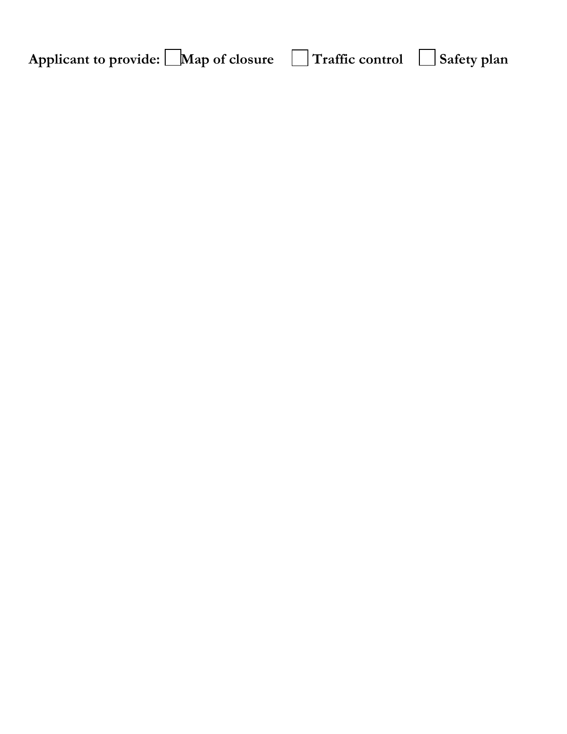**Applicant to provide:** ☐ **Map of closure** ☐ **Traffic control** ☐ **Safety plan**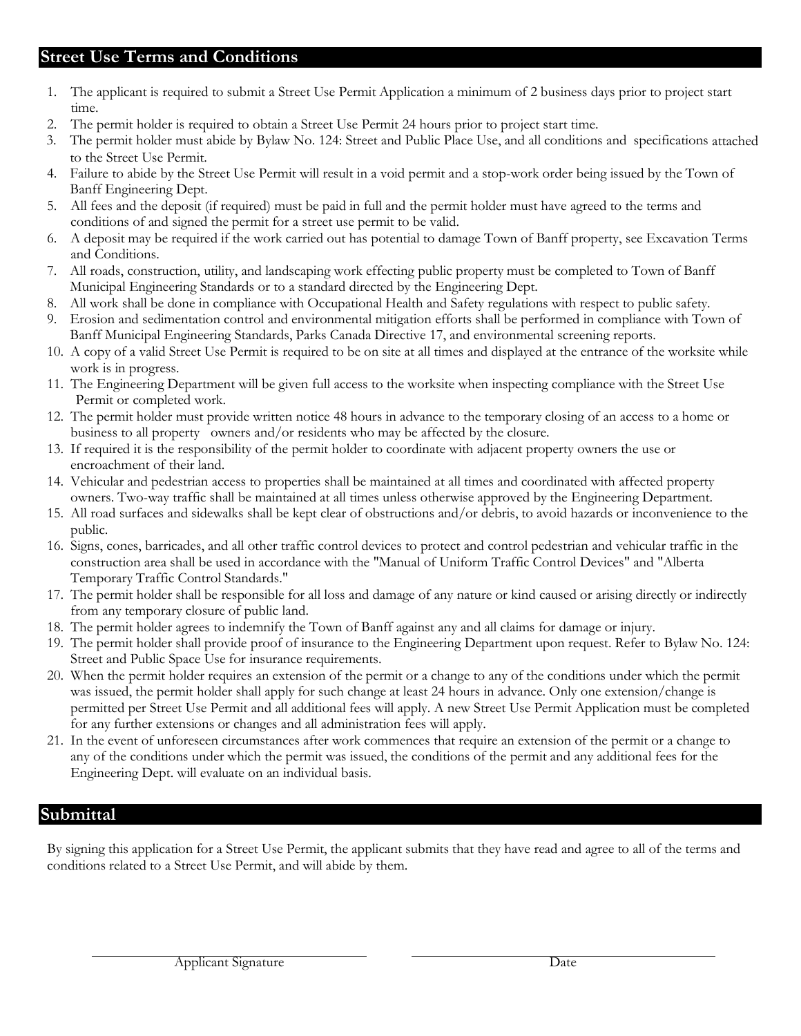## Street Use Terms and Conditions

1. The applicant is required to submit a Street Use Permit Application a minimum of 2 business days prior to project start time.
2. The permit holder is required to obtain a Street Use Permit 24 hours prior to project start time.
3. The permit holder must abide by Bylaw No. 124: Street and Public Place Use, and all conditions and specifications attached to the Street Use Permit.
4. Failure to abide by the Street Use Permit will result in a void permit and a stop-work order being issued by the Town of Banff Engineering Dept.
5. All fees and the deposit (if required) must be paid in full and the permit holder must have agreed to the terms and conditions of and signed the permit for a street use permit to be valid.
6. A deposit may be required if the work carried out has potential to damage Town of Banff property, see Excavation Terms and Conditions.
7. All roads, construction, utility, and landscaping work effecting public property must be completed to Town of Banff Municipal Engineering Standards or to a standard directed by the Engineering Dept.
8. All work shall be done in compliance with Occupational Health and Safety regulations with respect to public safety.
9. Erosion and sedimentation control and environmental mitigation efforts shall be performed in compliance with Town of Banff Municipal Engineering Standards, Parks Canada Directive 17, and environmental screening reports.
10. A copy of a valid Street Use Permit is required to be on site at all times and displayed at the entrance of the worksite while work is in progress.
11. The Engineering Department will be given full access to the worksite when inspecting compliance with the Street Use Permit or completed work.
12. The permit holder must provide written notice 48 hours in advance to the temporary closing of an access to a home or business to all property owners and/or residents who may be affected by the closure.
13. If required it is the responsibility of the permit holder to coordinate with adjacent property owners the use or encroachment of their land.
14. Vehicular and pedestrian access to properties shall be maintained at all times and coordinated with affected property owners. Two-way traffic shall be maintained at all times unless otherwise approved by the Engineering Department.
15. All road surfaces and sidewalks shall be kept clear of obstructions and/or debris, to avoid hazards or inconvenience to the public.
16. Signs, cones, barricades, and all other traffic control devices to protect and control pedestrian and vehicular traffic in the construction area shall be used in accordance with the "Manual of Uniform Traffic Control Devices" and "Alberta Temporary Traffic Control Standards."
17. The permit holder shall be responsible for all loss and damage of any nature or kind caused or arising directly or indirectly from any temporary closure of public land.
18. The permit holder agrees to indemnify the Town of Banff against any and all claims for damage or injury.
19. The permit holder shall provide proof of insurance to the Engineering Department upon request. Refer to Bylaw No. 124: Street and Public Space Use for insurance requirements.
20. When the permit holder requires an extension of the permit or a change to any of the conditions under which the permit was issued, the permit holder shall apply for such change at least 24 hours in advance. Only one extension/change is permitted per Street Use Permit and all additional fees will apply. A new Street Use Permit Application must be completed for any further extensions or changes and all administration fees will apply.
21. In the event of unforeseen circumstances after work commences that require an extension of the permit or a change to any of the conditions under which the permit was issued, the conditions of the permit and any additional fees for the Engineering Dept. will evaluate on an individual basis.

## Submittal

By signing this application for a Street Use Permit, the applicant submits that they have read and agree to all of the terms and conditions related to a Street Use Permit, and will abide by them.

Applicant Signature ______________________ Date ______________________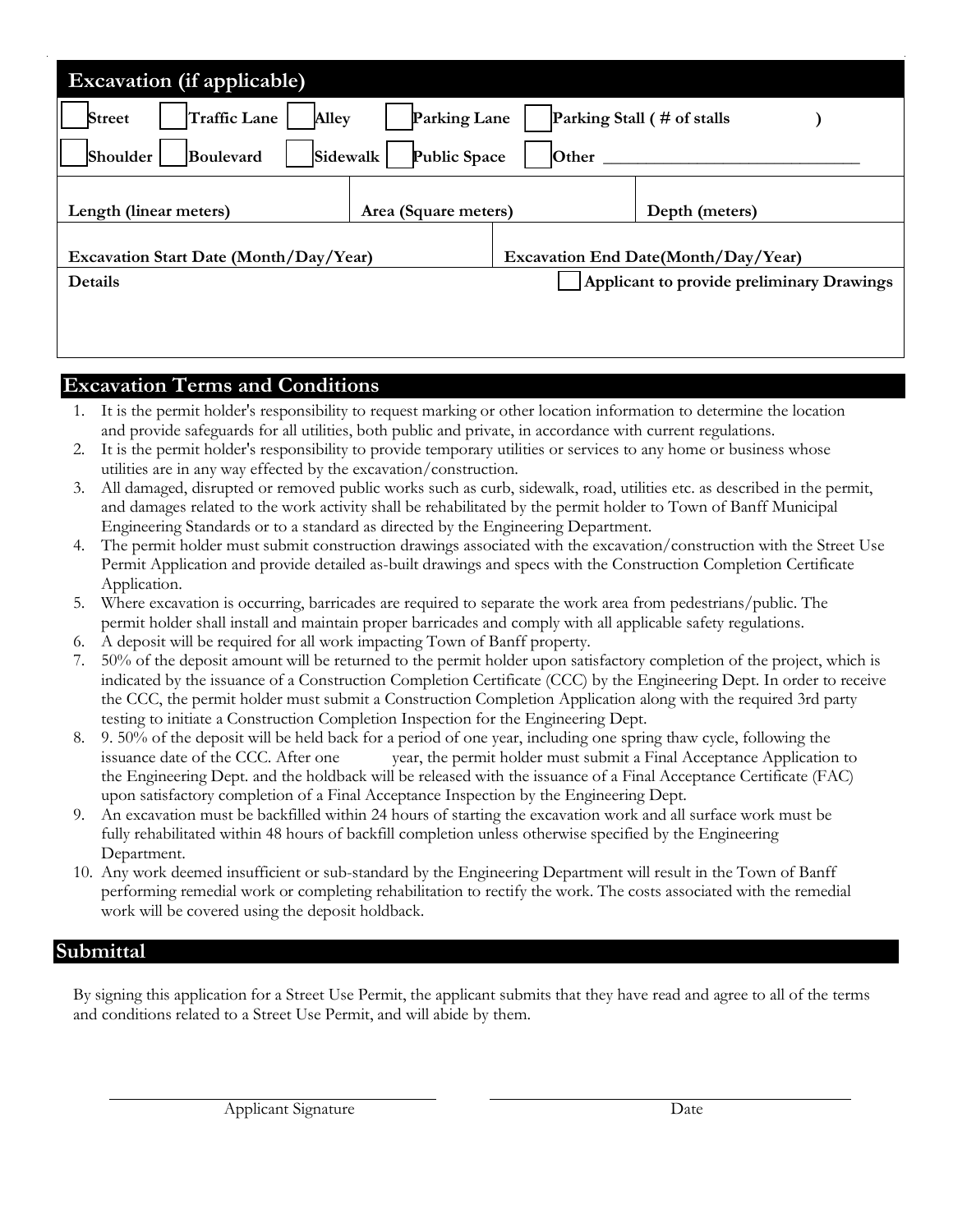## Excavation (if applicable)

☐ Street ☐ Traffic Lane ☐ Alley ☐ Parking Lane ☐ Parking Stall ( # of stalls )

☐ Shoulder ☐ Boulevard ☐ Sidewalk ☐ Public Space ☐ Other ______________________________

| | | |
|---|---|---|
| **Length (linear meters)** | **Area (Square meters)** | **Depth (meters)** |

| | |
|---|---|
| **Excavation Start Date (Month/Day/Year)** | **Excavation End Date(Month/Day/Year)** |

**Details** ☐ **Applicant to provide preliminary Drawings**

## Excavation Terms and Conditions

1. It is the permit holder's responsibility to request marking or other location information to determine the location and provide safeguards for all utilities, both public and private, in accordance with current regulations.
2. It is the permit holder's responsibility to provide temporary utilities or services to any home or business whose utilities are in any way effected by the excavation/construction.
3. All damaged, disrupted or removed public works such as curb, sidewalk, road, utilities etc. as described in the permit, and damages related to the work activity shall be rehabilitated by the permit holder to Town of Banff Municipal Engineering Standards or to a standard as directed by the Engineering Department.
4. The permit holder must submit construction drawings associated with the excavation/construction with the Street Use Permit Application and provide detailed as-built drawings and specs with the Construction Completion Certificate Application.
5. Where excavation is occurring, barricades are required to separate the work area from pedestrians/public. The permit holder shall install and maintain proper barricades and comply with all applicable safety regulations.
6. A deposit will be required for all work impacting Town of Banff property.
7. 50% of the deposit amount will be returned to the permit holder upon satisfactory completion of the project, which is indicated by the issuance of a Construction Completion Certificate (CCC) by the Engineering Dept. In order to receive the CCC, the permit holder must submit a Construction Completion Application along with the required 3rd party testing to initiate a Construction Completion Inspection for the Engineering Dept.
8. 9. 50% of the deposit will be held back for a period of one year, including one spring thaw cycle, following the issuance date of the CCC. After one year, the permit holder must submit a Final Acceptance Application to the Engineering Dept. and the holdback will be released with the issuance of a Final Acceptance Certificate (FAC) upon satisfactory completion of a Final Acceptance Inspection by the Engineering Dept.
9. An excavation must be backfilled within 24 hours of starting the excavation work and all surface work must be fully rehabilitated within 48 hours of backfill completion unless otherwise specified by the Engineering Department.
10. Any work deemed insufficient or sub-standard by the Engineering Department will result in the Town of Banff performing remedial work or completing rehabilitation to rectify the work. The costs associated with the remedial work will be covered using the deposit holdback.

## Submittal

By signing this application for a Street Use Permit, the applicant submits that they have read and agree to all of the terms and conditions related to a Street Use Permit, and will abide by them.

______________________________ ______________________________

Applicant Signature Date